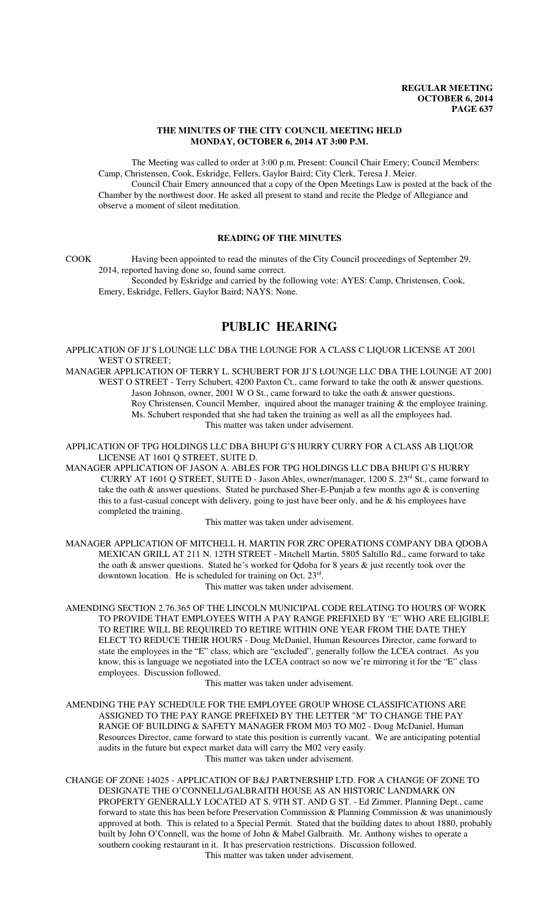**REGULAR MEETING**
**OCTOBER 6, 2014**

## THE MINUTES OF THE CITY COUNCIL MEETING HELD MONDAY, OCTOBER 6, 2014 AT 3:00 P.M.

The Meeting was called to order at 3:00 p.m. Present: Council Chair Emery; Council Members: Camp, Christensen, Cook, Eskridge, Fellers, Gaylor Baird; City Clerk, Teresa J. Meier.

Council Chair Emery announced that a copy of the Open Meetings Law is posted at the back of the Chamber by the northwest door. He asked all present to stand and recite the Pledge of Allegiance and observe a moment of silent meditation.

## READING OF THE MINUTES

COOK Having been appointed to read the minutes of the City Council proceedings of September 29, 2014, reported having done so, found same correct.

Seconded by Eskridge and carried by the following vote: AYES: Camp, Christensen, Cook, Emery, Eskridge, Fellers, Gaylor Baird; NAYS: None.

# PUBLIC HEARING

APPLICATION OF JJ'S LOUNGE LLC DBA THE LOUNGE FOR A CLASS C LIQUOR LICENSE AT 2001 WEST O STREET;

MANAGER APPLICATION OF TERRY L. SCHUBERT FOR JJ'S LOUNGE LLC DBA THE LOUNGE AT 2001 WEST O STREET - Terry Schubert, 4200 Paxton Ct., came forward to take the oath & answer questions.

Jason Johnson, owner, 2001 W O St., came forward to take the oath & answer questions.

Roy Christensen, Council Member, inquired about the manager training & the employee training.

Ms. Schubert responded that she had taken the training as well as all the employees had.

This matter was taken under advisement.

APPLICATION OF TPG HOLDINGS LLC DBA BHUPI G'S HURRY CURRY FOR A CLASS AB LIQUOR LICENSE AT 1601 Q STREET, SUITE D.

MANAGER APPLICATION OF JASON A. ABLES FOR TPG HOLDINGS LLC DBA BHUPI G'S HURRY CURRY AT 1601 Q STREET, SUITE D - Jason Ables, owner/manager, 1200 S. 23rd St., came forward to take the oath & answer questions. Stated he purchased Sher-E-Punjab a few months ago & is converting this to a fast-casual concept with delivery, going to just have beer only, and he & his employees have completed the training.

This matter was taken under advisement.

MANAGER APPLICATION OF MITCHELL H. MARTIN FOR ZRC OPERATIONS COMPANY DBA QDOBA MEXICAN GRILL AT 211 N. 12TH STREET - Mitchell Martin, 5805 Saltillo Rd., came forward to take the oath & answer questions. Stated he's worked for Qdoba for 8 years & just recently took over the downtown location. He is scheduled for training on Oct. 23rd.

This matter was taken under advisement.

AMENDING SECTION 2.76.365 OF THE LINCOLN MUNICIPAL CODE RELATING TO HOURS OF WORK TO PROVIDE THAT EMPLOYEES WITH A PAY RANGE PREFIXED BY "E" WHO ARE ELIGIBLE TO RETIRE WILL BE REQUIRED TO RETIRE WITHIN ONE YEAR FROM THE DATE THEY ELECT TO REDUCE THEIR HOURS - Doug McDaniel, Human Resources Director, came forward to state the employees in the "E" class, which are "excluded", generally follow the LCEA contract. As you know, this is language we negotiated into the LCEA contract so now we're mirroring it for the "E" class employees. Discussion followed.

This matter was taken under advisement.

AMENDING THE PAY SCHEDULE FOR THE EMPLOYEE GROUP WHOSE CLASSIFICATIONS ARE ASSIGNED TO THE PAY RANGE PREFIXED BY THE LETTER "M" TO CHANGE THE PAY RANGE OF BUILDING & SAFETY MANAGER FROM M03 TO M02 - Doug McDaniel, Human Resources Director, came forward to state this position is currently vacant. We are anticipating potential audits in the future but expect market data will carry the M02 very easily.

This matter was taken under advisement.

CHANGE OF ZONE 14025 - APPLICATION OF B&J PARTNERSHIP LTD. FOR A CHANGE OF ZONE TO DESIGNATE THE O'CONNELL/GALBRAITH HOUSE AS AN HISTORIC LANDMARK ON PROPERTY GENERALLY LOCATED AT S. 9TH ST. AND G ST. - Ed Zimmer, Planning Dept., came forward to state this has been before Preservation Commission & Planning Commission & was unanimously approved at both. This is related to a Special Permit. Stated that the building dates to about 1880, probably built by John O'Connell, was the home of John & Mabel Galbraith. Mr. Anthony wishes to operate a southern cooking restaurant in it. It has preservation restrictions. Discussion followed.

This matter was taken under advisement.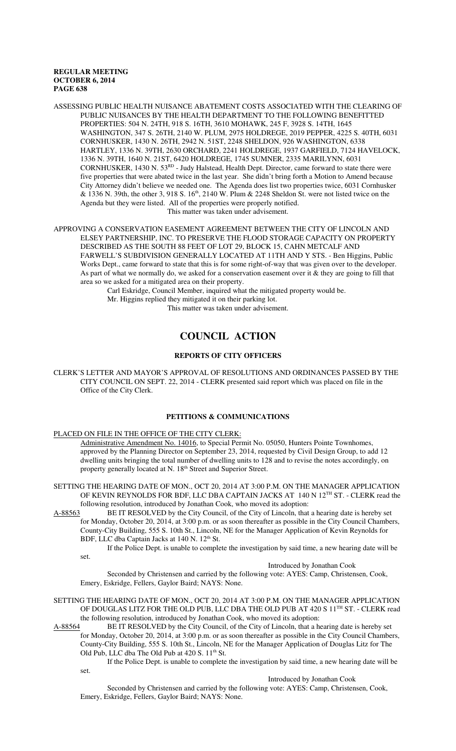ASSESSING PUBLIC HEALTH NUISANCE ABATEMENT COSTS ASSOCIATED WITH THE CLEARING OF PUBLIC NUISANCES BY THE HEALTH DEPARTMENT TO THE FOLLOWING BENEFITTED PROPERTIES: 504 N. 24TH, 918 S. 16TH, 3610 MOHAWK, 245 F, 3928 S. 14TH, 1645 WASHINGTON, 347 S. 26TH, 2140 W. PLUM, 2975 HOLDREGE, 2019 PEPPER, 4225 S. 40TH, 6031 CORNHUSKER, 1430 N. 26TH, 2942 N. 51ST, 2248 SHELDON, 926 WASHINGTON, 6338 HARTLEY, 1336 N. 39TH, 2630 ORCHARD, 2241 HOLDREGE, 1937 GARFIELD, 7124 HAVELOCK, 1336 N. 39TH, 1640 N. 21ST, 6420 HOLDREGE, 1745 SUMNER, 2335 MARILYNN, 6031 CORNHUSKER, 1430 N. 53RD - Judy Halstead, Health Dept. Director, came forward to state there were five properties that were abated twice in the last year. She didn't bring forth a Motion to Amend because City Attorney didn't believe we needed one. The Agenda does list two properties twice, 6031 Cornhusker & 1336 N. 39th, the other 3, 918 S. 16th, 2140 W. Plum & 2248 Sheldon St. were not listed twice on the Agenda but they were listed. All of the properties were properly notified.

This matter was taken under advisement.

APPROVING A CONSERVATION EASEMENT AGREEMENT BETWEEN THE CITY OF LINCOLN AND ELSEY PARTNERSHIP, INC. TO PRESERVE THE FLOOD STORAGE CAPACITY ON PROPERTY DESCRIBED AS THE SOUTH 88 FEET OF LOT 29, BLOCK 15, CAHN METCALF AND FARWELL'S SUBDIVISION GENERALLY LOCATED AT 11TH AND Y STS. - Ben Higgins, Public Works Dept., came forward to state that this is for some right-of-way that was given over to the developer. As part of what we normally do, we asked for a conservation easement over it & they are going to fill that area so we asked for a mitigated area on their property.

Carl Eskridge, Council Member, inquired what the mitigated property would be.

Mr. Higgins replied they mitigated it on their parking lot.

This matter was taken under advisement.

# COUNCIL ACTION

## REPORTS OF CITY OFFICERS

CLERK'S LETTER AND MAYOR'S APPROVAL OF RESOLUTIONS AND ORDINANCES PASSED BY THE CITY COUNCIL ON SEPT. 22, 2014 - CLERK presented said report which was placed on file in the Office of the City Clerk.

## PETITIONS & COMMUNICATIONS

PLACED ON FILE IN THE OFFICE OF THE CITY CLERK:

Administrative Amendment No. 14016, to Special Permit No. 05050, Hunters Pointe Townhomes, approved by the Planning Director on September 23, 2014, requested by Civil Design Group, to add 12 dwelling units bringing the total number of dwelling units to 128 and to revise the notes accordingly, on property generally located at N. 18th Street and Superior Street.

SETTING THE HEARING DATE OF MON., OCT 20, 2014 AT 3:00 P.M. ON THE MANAGER APPLICATION OF KEVIN REYNOLDS FOR BDF, LLC DBA CAPTAIN JACKS AT 140 N 12TH ST. - CLERK read the following resolution, introduced by Jonathan Cook, who moved its adoption:

A-88563 BE IT RESOLVED by the City Council, of the City of Lincoln, that a hearing date is hereby set for Monday, October 20, 2014, at 3:00 p.m. or as soon thereafter as possible in the City Council Chambers, County-City Building, 555 S. 10th St., Lincoln, NE for the Manager Application of Kevin Reynolds for BDF, LLC dba Captain Jacks at 140 N. 12th St.

If the Police Dept. is unable to complete the investigation by said time, a new hearing date will be set.

Introduced by Jonathan Cook

Seconded by Christensen and carried by the following vote: AYES: Camp, Christensen, Cook, Emery, Eskridge, Fellers, Gaylor Baird; NAYS: None.

SETTING THE HEARING DATE OF MON., OCT 20, 2014 AT 3:00 P.M. ON THE MANAGER APPLICATION OF DOUGLAS LITZ FOR THE OLD PUB, LLC DBA THE OLD PUB AT 420 S 11TH ST. - CLERK read the following resolution, introduced by Jonathan Cook, who moved its adoption:

A-88564 BE IT RESOLVED by the City Council, of the City of Lincoln, that a hearing date is hereby set for Monday, October 20, 2014, at 3:00 p.m. or as soon thereafter as possible in the City Council Chambers, County-City Building, 555 S. 10th St., Lincoln, NE for the Manager Application of Douglas Litz for The Old Pub, LLC dba The Old Pub at 420 S. 11th St.

If the Police Dept. is unable to complete the investigation by said time, a new hearing date will be set.

Introduced by Jonathan Cook

Seconded by Christensen and carried by the following vote: AYES: Camp, Christensen, Cook, Emery, Eskridge, Fellers, Gaylor Baird; NAYS: None.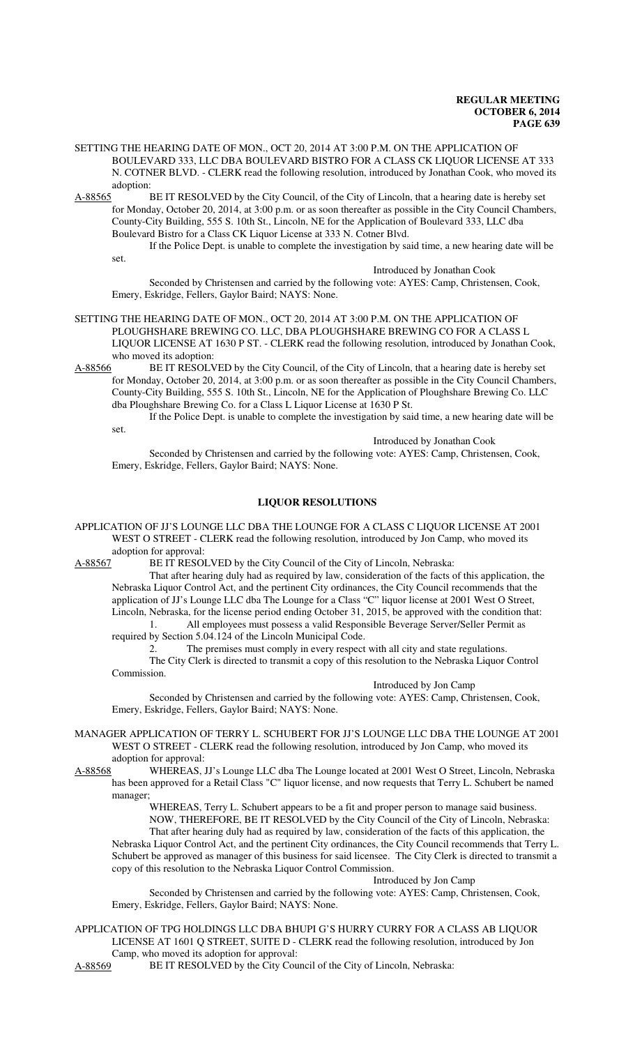SETTING THE HEARING DATE OF MON., OCT 20, 2014 AT 3:00 P.M. ON THE APPLICATION OF BOULEVARD 333, LLC DBA BOULEVARD BISTRO FOR A CLASS CK LIQUOR LICENSE AT 333 N. COTNER BLVD. - CLERK read the following resolution, introduced by Jonathan Cook, who moved its adoption:

A-88565 BE IT RESOLVED by the City Council, of the City of Lincoln, that a hearing date is hereby set for Monday, October 20, 2014, at 3:00 p.m. or as soon thereafter as possible in the City Council Chambers, County-City Building, 555 S. 10th St., Lincoln, NE for the Application of Boulevard 333, LLC dba Boulevard Bistro for a Class CK Liquor License at 333 N. Cotner Blvd.

If the Police Dept. is unable to complete the investigation by said time, a new hearing date will be set.

Introduced by Jonathan Cook

Seconded by Christensen and carried by the following vote: AYES: Camp, Christensen, Cook, Emery, Eskridge, Fellers, Gaylor Baird; NAYS: None.

SETTING THE HEARING DATE OF MON., OCT 20, 2014 AT 3:00 P.M. ON THE APPLICATION OF PLOUGHSHARE BREWING CO. LLC, DBA PLOUGHSHARE BREWING CO FOR A CLASS L LIQUOR LICENSE AT 1630 P ST. - CLERK read the following resolution, introduced by Jonathan Cook, who moved its adoption:

A-88566 BE IT RESOLVED by the City Council, of the City of Lincoln, that a hearing date is hereby set for Monday, October 20, 2014, at 3:00 p.m. or as soon thereafter as possible in the City Council Chambers, County-City Building, 555 S. 10th St., Lincoln, NE for the Application of Ploughshare Brewing Co. LLC dba Ploughshare Brewing Co. for a Class L Liquor License at 1630 P St.

If the Police Dept. is unable to complete the investigation by said time, a new hearing date will be set.

Introduced by Jonathan Cook

Seconded by Christensen and carried by the following vote: AYES: Camp, Christensen, Cook, Emery, Eskridge, Fellers, Gaylor Baird; NAYS: None.

## LIQUOR RESOLUTIONS

APPLICATION OF JJ'S LOUNGE LLC DBA THE LOUNGE FOR A CLASS C LIQUOR LICENSE AT 2001 WEST O STREET - CLERK read the following resolution, introduced by Jon Camp, who moved its adoption for approval:

A-88567 BE IT RESOLVED by the City Council of the City of Lincoln, Nebraska:

That after hearing duly had as required by law, consideration of the facts of this application, the Nebraska Liquor Control Act, and the pertinent City ordinances, the City Council recommends that the application of JJ's Lounge LLC dba The Lounge for a Class "C" liquor license at 2001 West O Street, Lincoln, Nebraska, for the license period ending October 31, 2015, be approved with the condition that:

1. All employees must possess a valid Responsible Beverage Server/Seller Permit as required by Section 5.04.124 of the Lincoln Municipal Code.
2. The premises must comply in every respect with all city and state regulations.

The City Clerk is directed to transmit a copy of this resolution to the Nebraska Liquor Control Commission.

Introduced by Jon Camp

Seconded by Christensen and carried by the following vote: AYES: Camp, Christensen, Cook, Emery, Eskridge, Fellers, Gaylor Baird; NAYS: None.

MANAGER APPLICATION OF TERRY L. SCHUBERT FOR JJ'S LOUNGE LLC DBA THE LOUNGE AT 2001 WEST O STREET - CLERK read the following resolution, introduced by Jon Camp, who moved its adoption for approval:

A-88568 WHEREAS, JJ's Lounge LLC dba The Lounge located at 2001 West O Street, Lincoln, Nebraska has been approved for a Retail Class "C" liquor license, and now requests that Terry L. Schubert be named manager;

WHEREAS, Terry L. Schubert appears to be a fit and proper person to manage said business.

NOW, THEREFORE, BE IT RESOLVED by the City Council of the City of Lincoln, Nebraska:

That after hearing duly had as required by law, consideration of the facts of this application, the Nebraska Liquor Control Act, and the pertinent City ordinances, the City Council recommends that Terry L. Schubert be approved as manager of this business for said licensee. The City Clerk is directed to transmit a copy of this resolution to the Nebraska Liquor Control Commission.

Introduced by Jon Camp

Seconded by Christensen and carried by the following vote: AYES: Camp, Christensen, Cook, Emery, Eskridge, Fellers, Gaylor Baird; NAYS: None.

APPLICATION OF TPG HOLDINGS LLC DBA BHUPI G'S HURRY CURRY FOR A CLASS AB LIQUOR LICENSE AT 1601 Q STREET, SUITE D - CLERK read the following resolution, introduced by Jon Camp, who moved its adoption for approval:

A-88569 BE IT RESOLVED by the City Council of the City of Lincoln, Nebraska: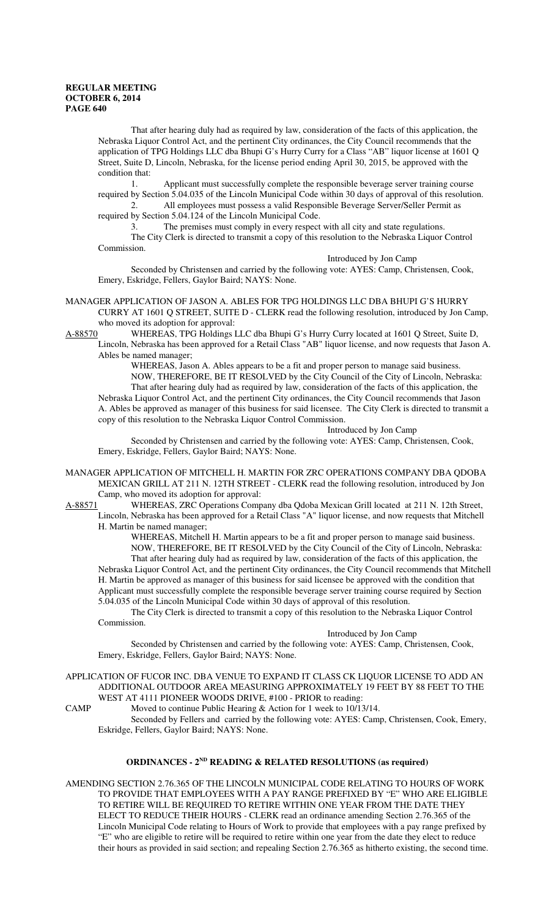That after hearing duly had as required by law, consideration of the facts of this application, the Nebraska Liquor Control Act, and the pertinent City ordinances, the City Council recommends that the application of TPG Holdings LLC dba Bhupi G's Hurry Curry for a Class "AB" liquor license at 1601 Q Street, Suite D, Lincoln, Nebraska, for the license period ending April 30, 2015, be approved with the condition that:

1. Applicant must successfully complete the responsible beverage server training course required by Section 5.04.035 of the Lincoln Municipal Code within 30 days of approval of this resolution.
2. All employees must possess a valid Responsible Beverage Server/Seller Permit as required by Section 5.04.124 of the Lincoln Municipal Code.
3. The premises must comply in every respect with all city and state regulations.

The City Clerk is directed to transmit a copy of this resolution to the Nebraska Liquor Control Commission.

Introduced by Jon Camp

Seconded by Christensen and carried by the following vote: AYES: Camp, Christensen, Cook, Emery, Eskridge, Fellers, Gaylor Baird; NAYS: None.

MANAGER APPLICATION OF JASON A. ABLES FOR TPG HOLDINGS LLC DBA BHUPI G'S HURRY CURRY AT 1601 Q STREET, SUITE D - CLERK read the following resolution, introduced by Jon Camp, who moved its adoption for approval:

A-88570 WHEREAS, TPG Holdings LLC dba Bhupi G's Hurry Curry located at 1601 Q Street, Suite D, Lincoln, Nebraska has been approved for a Retail Class "AB" liquor license, and now requests that Jason A. Ables be named manager;

WHEREAS, Jason A. Ables appears to be a fit and proper person to manage said business.

NOW, THEREFORE, BE IT RESOLVED by the City Council of the City of Lincoln, Nebraska: That after hearing duly had as required by law, consideration of the facts of this application, the Nebraska Liquor Control Act, and the pertinent City ordinances, the City Council recommends that Jason A. Ables be approved as manager of this business for said licensee. The City Clerk is directed to transmit a copy of this resolution to the Nebraska Liquor Control Commission.

Introduced by Jon Camp

Seconded by Christensen and carried by the following vote: AYES: Camp, Christensen, Cook, Emery, Eskridge, Fellers, Gaylor Baird; NAYS: None.

MANAGER APPLICATION OF MITCHELL H. MARTIN FOR ZRC OPERATIONS COMPANY DBA QDOBA MEXICAN GRILL AT 211 N. 12TH STREET - CLERK read the following resolution, introduced by Jon Camp, who moved its adoption for approval:

A-88571 WHEREAS, ZRC Operations Company dba Qdoba Mexican Grill located at 211 N. 12th Street, Lincoln, Nebraska has been approved for a Retail Class "A" liquor license, and now requests that Mitchell H. Martin be named manager;

WHEREAS, Mitchell H. Martin appears to be a fit and proper person to manage said business.

NOW, THEREFORE, BE IT RESOLVED by the City Council of the City of Lincoln, Nebraska: That after hearing duly had as required by law, consideration of the facts of this application, the Nebraska Liquor Control Act, and the pertinent City ordinances, the City Council recommends that Mitchell H. Martin be approved as manager of this business for said licensee be approved with the condition that Applicant must successfully complete the responsible beverage server training course required by Section 5.04.035 of the Lincoln Municipal Code within 30 days of approval of this resolution.

The City Clerk is directed to transmit a copy of this resolution to the Nebraska Liquor Control Commission.

Introduced by Jon Camp

Seconded by Christensen and carried by the following vote: AYES: Camp, Christensen, Cook, Emery, Eskridge, Fellers, Gaylor Baird; NAYS: None.

APPLICATION OF FUCOR INC. DBA VENUE TO EXPAND IT CLASS CK LIQUOR LICENSE TO ADD AN ADDITIONAL OUTDOOR AREA MEASURING APPROXIMATELY 19 FEET BY 88 FEET TO THE WEST AT 4111 PIONEER WOODS DRIVE, #100 - PRIOR to reading:

CAMP Moved to continue Public Hearing & Action for 1 week to 10/13/14.

Seconded by Fellers and carried by the following vote: AYES: Camp, Christensen, Cook, Emery, Eskridge, Fellers, Gaylor Baird; NAYS: None.

## ORDINANCES - 2ND READING & RELATED RESOLUTIONS (as required)

AMENDING SECTION 2.76.365 OF THE LINCOLN MUNICIPAL CODE RELATING TO HOURS OF WORK TO PROVIDE THAT EMPLOYEES WITH A PAY RANGE PREFIXED BY "E" WHO ARE ELIGIBLE TO RETIRE WILL BE REQUIRED TO RETIRE WITHIN ONE YEAR FROM THE DATE THEY ELECT TO REDUCE THEIR HOURS - CLERK read an ordinance amending Section 2.76.365 of the Lincoln Municipal Code relating to Hours of Work to provide that employees with a pay range prefixed by "E" who are eligible to retire will be required to retire within one year from the date they elect to reduce their hours as provided in said section; and repealing Section 2.76.365 as hitherto existing, the second time.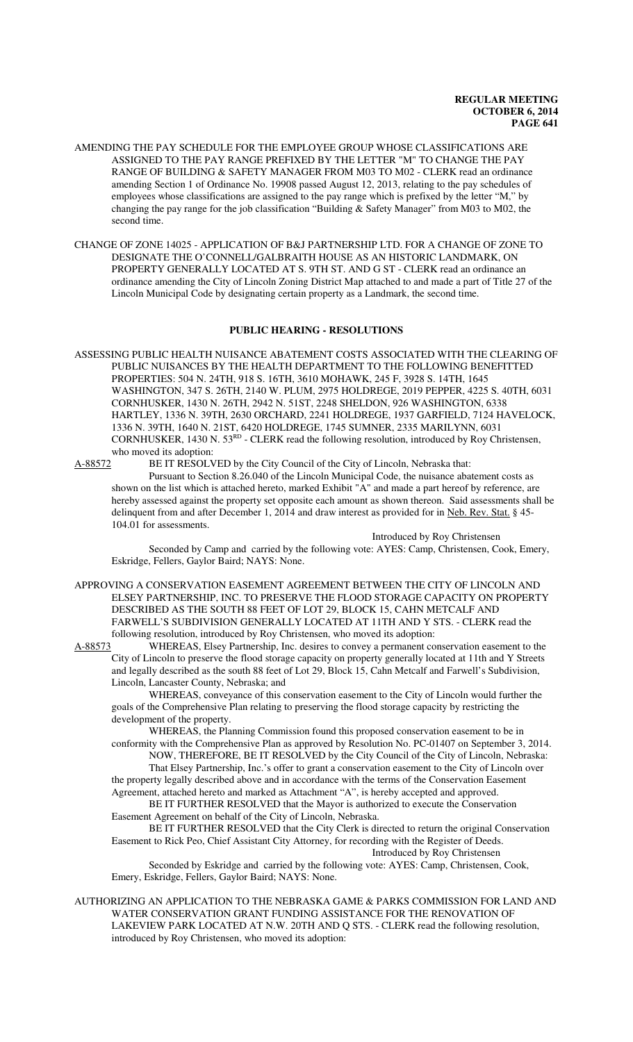AMENDING THE PAY SCHEDULE FOR THE EMPLOYEE GROUP WHOSE CLASSIFICATIONS ARE ASSIGNED TO THE PAY RANGE PREFIXED BY THE LETTER "M" TO CHANGE THE PAY RANGE OF BUILDING & SAFETY MANAGER FROM M03 TO M02 - CLERK read an ordinance amending Section 1 of Ordinance No. 19908 passed August 12, 2013, relating to the pay schedules of employees whose classifications are assigned to the pay range which is prefixed by the letter "M," by changing the pay range for the job classification "Building & Safety Manager" from M03 to M02, the second time.

CHANGE OF ZONE 14025 - APPLICATION OF B&J PARTNERSHIP LTD. FOR A CHANGE OF ZONE TO DESIGNATE THE O'CONNELL/GALBRAITH HOUSE AS AN HISTORIC LANDMARK, ON PROPERTY GENERALLY LOCATED AT S. 9TH ST. AND G ST - CLERK read an ordinance an ordinance amending the City of Lincoln Zoning District Map attached to and made a part of Title 27 of the Lincoln Municipal Code by designating certain property as a Landmark, the second time.

## PUBLIC HEARING - RESOLUTIONS

ASSESSING PUBLIC HEALTH NUISANCE ABATEMENT COSTS ASSOCIATED WITH THE CLEARING OF PUBLIC NUISANCES BY THE HEALTH DEPARTMENT TO THE FOLLOWING BENEFITTED PROPERTIES: 504 N. 24TH, 918 S. 16TH, 3610 MOHAWK, 245 F, 3928 S. 14TH, 1645 WASHINGTON, 347 S. 26TH, 2140 W. PLUM, 2975 HOLDREGE, 2019 PEPPER, 4225 S. 40TH, 6031 CORNHUSKER, 1430 N. 26TH, 2942 N. 51ST, 2248 SHELDON, 926 WASHINGTON, 6338 HARTLEY, 1336 N. 39TH, 2630 ORCHARD, 2241 HOLDREGE, 1937 GARFIELD, 7124 HAVELOCK, 1336 N. 39TH, 1640 N. 21ST, 6420 HOLDREGE, 1745 SUMNER, 2335 MARILYNN, 6031 CORNHUSKER, 1430 N. 53RD - CLERK read the following resolution, introduced by Roy Christensen, who moved its adoption:

A-88572 BE IT RESOLVED by the City Council of the City of Lincoln, Nebraska that:

Pursuant to Section 8.26.040 of the Lincoln Municipal Code, the nuisance abatement costs as shown on the list which is attached hereto, marked Exhibit "A" and made a part hereof by reference, are hereby assessed against the property set opposite each amount as shown thereon. Said assessments shall be delinquent from and after December 1, 2014 and draw interest as provided for in Neb. Rev. Stat. § 45-104.01 for assessments.

Introduced by Roy Christensen

Seconded by Camp and carried by the following vote: AYES: Camp, Christensen, Cook, Emery, Eskridge, Fellers, Gaylor Baird; NAYS: None.

APPROVING A CONSERVATION EASEMENT AGREEMENT BETWEEN THE CITY OF LINCOLN AND ELSEY PARTNERSHIP, INC. TO PRESERVE THE FLOOD STORAGE CAPACITY ON PROPERTY DESCRIBED AS THE SOUTH 88 FEET OF LOT 29, BLOCK 15, CAHN METCALF AND FARWELL'S SUBDIVISION GENERALLY LOCATED AT 11TH AND Y STS. - CLERK read the following resolution, introduced by Roy Christensen, who moved its adoption:

A-88573 WHEREAS, Elsey Partnership, Inc. desires to convey a permanent conservation easement to the City of Lincoln to preserve the flood storage capacity on property generally located at 11th and Y Streets and legally described as the south 88 feet of Lot 29, Block 15, Cahn Metcalf and Farwell's Subdivision, Lincoln, Lancaster County, Nebraska; and

WHEREAS, conveyance of this conservation easement to the City of Lincoln would further the goals of the Comprehensive Plan relating to preserving the flood storage capacity by restricting the development of the property.

WHEREAS, the Planning Commission found this proposed conservation easement to be in conformity with the Comprehensive Plan as approved by Resolution No. PC-01407 on September 3, 2014.

NOW, THEREFORE, BE IT RESOLVED by the City Council of the City of Lincoln, Nebraska:

That Elsey Partnership, Inc.'s offer to grant a conservation easement to the City of Lincoln over the property legally described above and in accordance with the terms of the Conservation Easement Agreement, attached hereto and marked as Attachment "A", is hereby accepted and approved.

BE IT FURTHER RESOLVED that the Mayor is authorized to execute the Conservation Easement Agreement on behalf of the City of Lincoln, Nebraska.

BE IT FURTHER RESOLVED that the City Clerk is directed to return the original Conservation Easement to Rick Peo, Chief Assistant City Attorney, for recording with the Register of Deeds.

Introduced by Roy Christensen

Seconded by Eskridge and carried by the following vote: AYES: Camp, Christensen, Cook, Emery, Eskridge, Fellers, Gaylor Baird; NAYS: None.

AUTHORIZING AN APPLICATION TO THE NEBRASKA GAME & PARKS COMMISSION FOR LAND AND WATER CONSERVATION GRANT FUNDING ASSISTANCE FOR THE RENOVATION OF LAKEVIEW PARK LOCATED AT N.W. 20TH AND Q STS. - CLERK read the following resolution, introduced by Roy Christensen, who moved its adoption: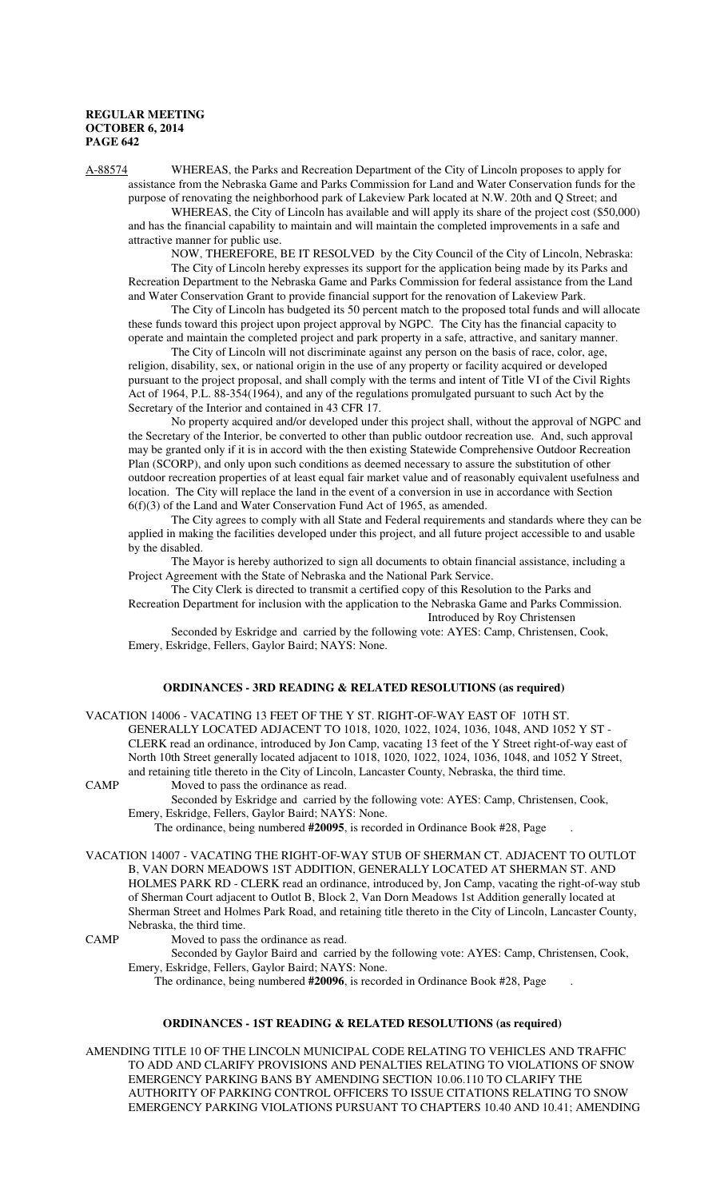A-88574 WHEREAS, the Parks and Recreation Department of the City of Lincoln proposes to apply for assistance from the Nebraska Game and Parks Commission for Land and Water Conservation funds for the purpose of renovating the neighborhood park of Lakeview Park located at N.W. 20th and Q Street; and

WHEREAS, the City of Lincoln has available and will apply its share of the project cost ($50,000) and has the financial capability to maintain and will maintain the completed improvements in a safe and attractive manner for public use.

NOW, THEREFORE, BE IT RESOLVED by the City Council of the City of Lincoln, Nebraska:

The City of Lincoln hereby expresses its support for the application being made by its Parks and Recreation Department to the Nebraska Game and Parks Commission for federal assistance from the Land and Water Conservation Grant to provide financial support for the renovation of Lakeview Park.

The City of Lincoln has budgeted its 50 percent match to the proposed total funds and will allocate these funds toward this project upon project approval by NGPC. The City has the financial capacity to operate and maintain the completed project and park property in a safe, attractive, and sanitary manner.

The City of Lincoln will not discriminate against any person on the basis of race, color, age, religion, disability, sex, or national origin in the use of any property or facility acquired or developed pursuant to the project proposal, and shall comply with the terms and intent of Title VI of the Civil Rights Act of 1964, P.L. 88-354(1964), and any of the regulations promulgated pursuant to such Act by the Secretary of the Interior and contained in 43 CFR 17.

No property acquired and/or developed under this project shall, without the approval of NGPC and the Secretary of the Interior, be converted to other than public outdoor recreation use. And, such approval may be granted only if it is in accord with the then existing Statewide Comprehensive Outdoor Recreation Plan (SCORP), and only upon such conditions as deemed necessary to assure the substitution of other outdoor recreation properties of at least equal fair market value and of reasonably equivalent usefulness and location. The City will replace the land in the event of a conversion in use in accordance with Section 6(f)(3) of the Land and Water Conservation Fund Act of 1965, as amended.

The City agrees to comply with all State and Federal requirements and standards where they can be applied in making the facilities developed under this project, and all future project accessible to and usable by the disabled.

The Mayor is hereby authorized to sign all documents to obtain financial assistance, including a Project Agreement with the State of Nebraska and the National Park Service.

The City Clerk is directed to transmit a certified copy of this Resolution to the Parks and Recreation Department for inclusion with the application to the Nebraska Game and Parks Commission.

Introduced by Roy Christensen

Seconded by Eskridge and carried by the following vote: AYES: Camp, Christensen, Cook, Emery, Eskridge, Fellers, Gaylor Baird; NAYS: None.

## ORDINANCES - 3RD READING & RELATED RESOLUTIONS (as required)

VACATION 14006 - VACATING 13 FEET OF THE Y ST. RIGHT-OF-WAY EAST OF 10TH ST. GENERALLY LOCATED ADJACENT TO 1018, 1020, 1022, 1024, 1036, 1048, AND 1052 Y ST - CLERK read an ordinance, introduced by Jon Camp, vacating 13 feet of the Y Street right-of-way east of North 10th Street generally located adjacent to 1018, 1020, 1022, 1024, 1036, 1048, and 1052 Y Street, and retaining title thereto in the City of Lincoln, Lancaster County, Nebraska, the third time.

CAMP Moved to pass the ordinance as read.

Seconded by Eskridge and carried by the following vote: AYES: Camp, Christensen, Cook, Emery, Eskridge, Fellers, Gaylor Baird; NAYS: None.

The ordinance, being numbered **#20095**, is recorded in Ordinance Book #28, Page .

VACATION 14007 - VACATING THE RIGHT-OF-WAY STUB OF SHERMAN CT. ADJACENT TO OUTLOT B, VAN DORN MEADOWS 1ST ADDITION, GENERALLY LOCATED AT SHERMAN ST. AND HOLMES PARK RD - CLERK read an ordinance, introduced by, Jon Camp, vacating the right-of-way stub of Sherman Court adjacent to Outlot B, Block 2, Van Dorn Meadows 1st Addition generally located at Sherman Street and Holmes Park Road, and retaining title thereto in the City of Lincoln, Lancaster County, Nebraska, the third time.

CAMP Moved to pass the ordinance as read.

Seconded by Gaylor Baird and carried by the following vote: AYES: Camp, Christensen, Cook, Emery, Eskridge, Fellers, Gaylor Baird; NAYS: None.

The ordinance, being numbered **#20096**, is recorded in Ordinance Book #28, Page .

## ORDINANCES - 1ST READING & RELATED RESOLUTIONS (as required)

AMENDING TITLE 10 OF THE LINCOLN MUNICIPAL CODE RELATING TO VEHICLES AND TRAFFIC TO ADD AND CLARIFY PROVISIONS AND PENALTIES RELATING TO VIOLATIONS OF SNOW EMERGENCY PARKING BANS BY AMENDING SECTION 10.06.110 TO CLARIFY THE AUTHORITY OF PARKING CONTROL OFFICERS TO ISSUE CITATIONS RELATING TO SNOW EMERGENCY PARKING VIOLATIONS PURSUANT TO CHAPTERS 10.40 AND 10.41; AMENDING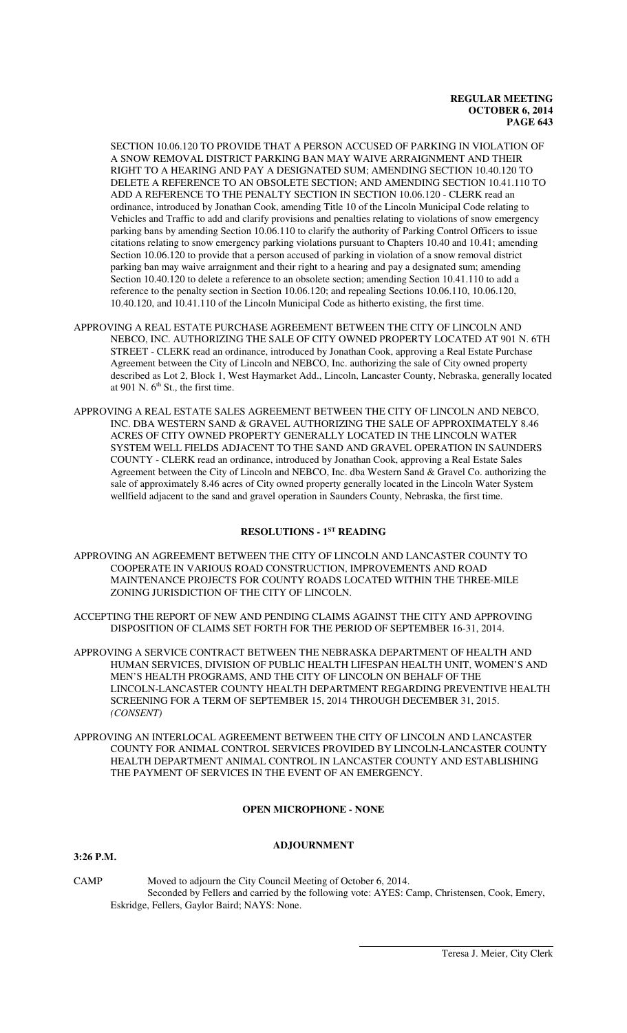SECTION 10.06.120 TO PROVIDE THAT A PERSON ACCUSED OF PARKING IN VIOLATION OF A SNOW REMOVAL DISTRICT PARKING BAN MAY WAIVE ARRAIGNMENT AND THEIR RIGHT TO A HEARING AND PAY A DESIGNATED SUM; AMENDING SECTION 10.40.120 TO DELETE A REFERENCE TO AN OBSOLETE SECTION; AND AMENDING SECTION 10.41.110 TO ADD A REFERENCE TO THE PENALTY SECTION IN SECTION 10.06.120 - CLERK read an ordinance, introduced by Jonathan Cook, amending Title 10 of the Lincoln Municipal Code relating to Vehicles and Traffic to add and clarify provisions and penalties relating to violations of snow emergency parking bans by amending Section 10.06.110 to clarify the authority of Parking Control Officers to issue citations relating to snow emergency parking violations pursuant to Chapters 10.40 and 10.41; amending Section 10.06.120 to provide that a person accused of parking in violation of a snow removal district parking ban may waive arraignment and their right to a hearing and pay a designated sum; amending Section 10.40.120 to delete a reference to an obsolete section; amending Section 10.41.110 to add a reference to the penalty section in Section 10.06.120; and repealing Sections 10.06.110, 10.06.120, 10.40.120, and 10.41.110 of the Lincoln Municipal Code as hitherto existing, the first time.

APPROVING A REAL ESTATE PURCHASE AGREEMENT BETWEEN THE CITY OF LINCOLN AND NEBCO, INC. AUTHORIZING THE SALE OF CITY OWNED PROPERTY LOCATED AT 901 N. 6TH STREET - CLERK read an ordinance, introduced by Jonathan Cook, approving a Real Estate Purchase Agreement between the City of Lincoln and NEBCO, Inc. authorizing the sale of City owned property described as Lot 2, Block 1, West Haymarket Add., Lincoln, Lancaster County, Nebraska, generally located at 901 N. 6th St., the first time.

APPROVING A REAL ESTATE SALES AGREEMENT BETWEEN THE CITY OF LINCOLN AND NEBCO, INC. DBA WESTERN SAND & GRAVEL AUTHORIZING THE SALE OF APPROXIMATELY 8.46 ACRES OF CITY OWNED PROPERTY GENERALLY LOCATED IN THE LINCOLN WATER SYSTEM WELL FIELDS ADJACENT TO THE SAND AND GRAVEL OPERATION IN SAUNDERS COUNTY - CLERK read an ordinance, introduced by Jonathan Cook, approving a Real Estate Sales Agreement between the City of Lincoln and NEBCO, Inc. dba Western Sand & Gravel Co. authorizing the sale of approximately 8.46 acres of City owned property generally located in the Lincoln Water System wellfield adjacent to the sand and gravel operation in Saunders County, Nebraska, the first time.

## RESOLUTIONS - 1ST READING

APPROVING AN AGREEMENT BETWEEN THE CITY OF LINCOLN AND LANCASTER COUNTY TO COOPERATE IN VARIOUS ROAD CONSTRUCTION, IMPROVEMENTS AND ROAD MAINTENANCE PROJECTS FOR COUNTY ROADS LOCATED WITHIN THE THREE-MILE ZONING JURISDICTION OF THE CITY OF LINCOLN.

ACCEPTING THE REPORT OF NEW AND PENDING CLAIMS AGAINST THE CITY AND APPROVING DISPOSITION OF CLAIMS SET FORTH FOR THE PERIOD OF SEPTEMBER 16-31, 2014.

APPROVING A SERVICE CONTRACT BETWEEN THE NEBRASKA DEPARTMENT OF HEALTH AND HUMAN SERVICES, DIVISION OF PUBLIC HEALTH LIFESPAN HEALTH UNIT, WOMEN'S AND MEN'S HEALTH PROGRAMS, AND THE CITY OF LINCOLN ON BEHALF OF THE LINCOLN-LANCASTER COUNTY HEALTH DEPARTMENT REGARDING PREVENTIVE HEALTH SCREENING FOR A TERM OF SEPTEMBER 15, 2014 THROUGH DECEMBER 31, 2015. *(CONSENT)*

APPROVING AN INTERLOCAL AGREEMENT BETWEEN THE CITY OF LINCOLN AND LANCASTER COUNTY FOR ANIMAL CONTROL SERVICES PROVIDED BY LINCOLN-LANCASTER COUNTY HEALTH DEPARTMENT ANIMAL CONTROL IN LANCASTER COUNTY AND ESTABLISHING THE PAYMENT OF SERVICES IN THE EVENT OF AN EMERGENCY.

## OPEN MICROPHONE - NONE

## ADJOURNMENT

**3:26 P.M.**

CAMP Moved to adjourn the City Council Meeting of October 6, 2014.
Seconded by Fellers and carried by the following vote: AYES: Camp, Christensen, Cook, Emery, Eskridge, Fellers, Gaylor Baird; NAYS: None.

Teresa J. Meier, City Clerk